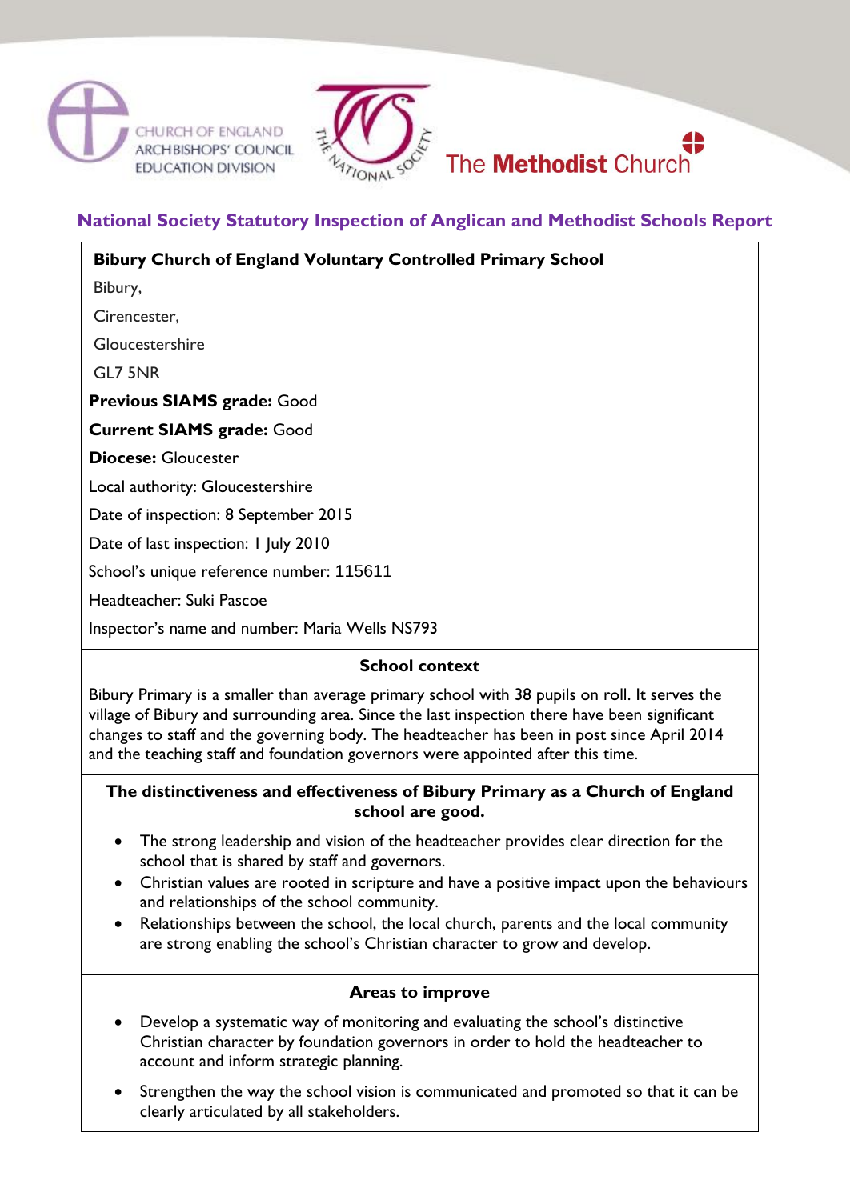CHURCH OF ENGLAND ARCHBISHOPS' COUNCIL EDUCATION DIVISION

The Methodist Church

# National Society Statutory Inspection of Anglican and Methodist Schools Report

**Bibury Church of England Voluntary Controlled Primary School**

Bibury,

Cirencester,

Gloucestershire

GL7 5NR

**Previous SIAMS grade:** Good

**Current SIAMS grade:** Good

**Diocese:** Gloucester

Local authority: Gloucestershire

Date of inspection: 8 September 2015

Date of last inspection: 1 July 2010

School's unique reference number: 115611

Headteacher: Suki Pascoe

Inspector's name and number: Maria Wells NS793

## School context

Bibury Primary is a smaller than average primary school with 38 pupils on roll. It serves the village of Bibury and surrounding area. Since the last inspection there have been significant changes to staff and the governing body. The headteacher has been in post since April 2014 and the teaching staff and foundation governors were appointed after this time.

## The distinctiveness and effectiveness of Bibury Primary as a Church of England school are good.

- The strong leadership and vision of the headteacher provides clear direction for the school that is shared by staff and governors.
- Christian values are rooted in scripture and have a positive impact upon the behaviours and relationships of the school community.
- Relationships between the school, the local church, parents and the local community are strong enabling the school's Christian character to grow and develop.

## Areas to improve

- Develop a systematic way of monitoring and evaluating the school's distinctive Christian character by foundation governors in order to hold the headteacher to account and inform strategic planning.
- Strengthen the way the school vision is communicated and promoted so that it can be clearly articulated by all stakeholders.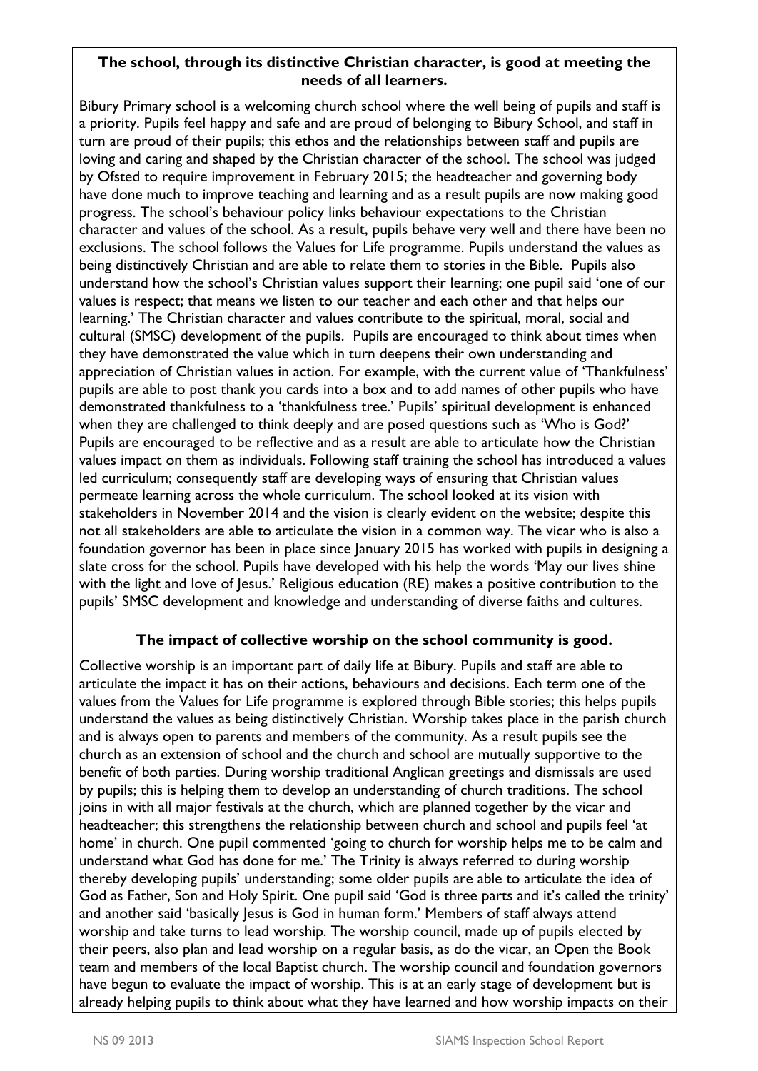**The school, through its distinctive Christian character, is good at meeting the needs of all learners.**

Bibury Primary school is a welcoming church school where the well being of pupils and staff is a priority. Pupils feel happy and safe and are proud of belonging to Bibury School, and staff in turn are proud of their pupils; this ethos and the relationships between staff and pupils are loving and caring and shaped by the Christian character of the school. The school was judged by Ofsted to require improvement in February 2015; the headteacher and governing body have done much to improve teaching and learning and as a result pupils are now making good progress. The school's behaviour policy links behaviour expectations to the Christian character and values of the school. As a result, pupils behave very well and there have been no exclusions. The school follows the Values for Life programme. Pupils understand the values as being distinctively Christian and are able to relate them to stories in the Bible. Pupils also understand how the school's Christian values support their learning; one pupil said 'one of our values is respect; that means we listen to our teacher and each other and that helps our learning.' The Christian character and values contribute to the spiritual, moral, social and cultural (SMSC) development of the pupils. Pupils are encouraged to think about times when they have demonstrated the value which in turn deepens their own understanding and appreciation of Christian values in action. For example, with the current value of 'Thankfulness' pupils are able to post thank you cards into a box and to add names of other pupils who have demonstrated thankfulness to a 'thankfulness tree.' Pupils' spiritual development is enhanced when they are challenged to think deeply and are posed questions such as 'Who is God?' Pupils are encouraged to be reflective and as a result are able to articulate how the Christian values impact on them as individuals. Following staff training the school has introduced a values led curriculum; consequently staff are developing ways of ensuring that Christian values permeate learning across the whole curriculum. The school looked at its vision with stakeholders in November 2014 and the vision is clearly evident on the website; despite this not all stakeholders are able to articulate the vision in a common way. The vicar who is also a foundation governor has been in place since January 2015 has worked with pupils in designing a slate cross for the school. Pupils have developed with his help the words 'May our lives shine with the light and love of Jesus.' Religious education (RE) makes a positive contribution to the pupils' SMSC development and knowledge and understanding of diverse faiths and cultures.

**The impact of collective worship on the school community is good.**

Collective worship is an important part of daily life at Bibury. Pupils and staff are able to articulate the impact it has on their actions, behaviours and decisions. Each term one of the values from the Values for Life programme is explored through Bible stories; this helps pupils understand the values as being distinctively Christian. Worship takes place in the parish church and is always open to parents and members of the community. As a result pupils see the church as an extension of school and the church and school are mutually supportive to the benefit of both parties. During worship traditional Anglican greetings and dismissals are used by pupils; this is helping them to develop an understanding of church traditions. The school joins in with all major festivals at the church, which are planned together by the vicar and headteacher; this strengthens the relationship between church and school and pupils feel 'at home' in church. One pupil commented 'going to church for worship helps me to be calm and understand what God has done for me.' The Trinity is always referred to during worship thereby developing pupils' understanding; some older pupils are able to articulate the idea of God as Father, Son and Holy Spirit. One pupil said 'God is three parts and it's called the trinity' and another said 'basically Jesus is God in human form.' Members of staff always attend worship and take turns to lead worship. The worship council, made up of pupils elected by their peers, also plan and lead worship on a regular basis, as do the vicar, an Open the Book team and members of the local Baptist church. The worship council and foundation governors have begun to evaluate the impact of worship. This is at an early stage of development but is already helping pupils to think about what they have learned and how worship impacts on their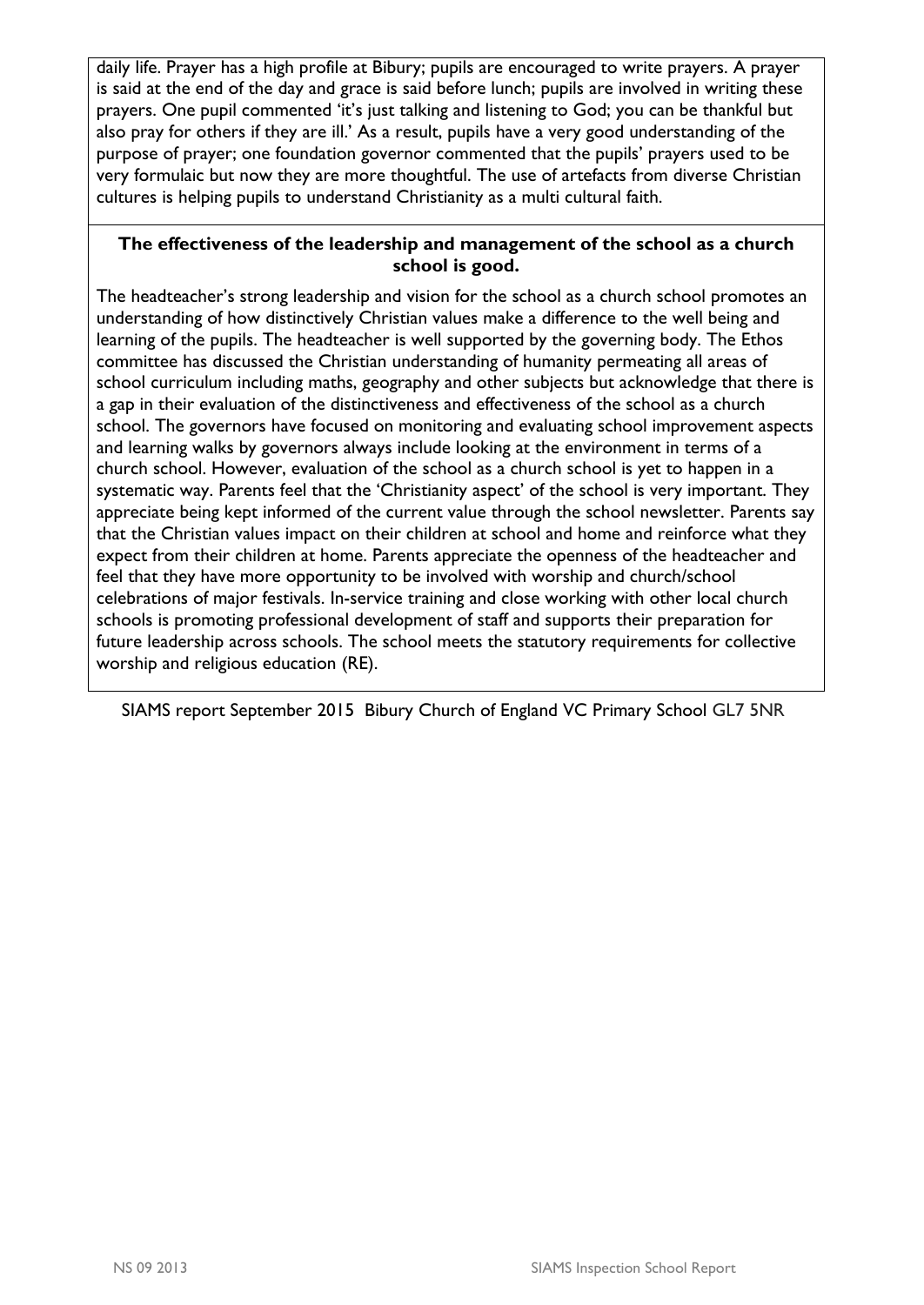daily life. Prayer has a high profile at Bibury; pupils are encouraged to write prayers. A prayer is said at the end of the day and grace is said before lunch; pupils are involved in writing these prayers. One pupil commented 'it's just talking and listening to God; you can be thankful but also pray for others if they are ill.' As a result, pupils have a very good understanding of the purpose of prayer; one foundation governor commented that the pupils' prayers used to be very formulaic but now they are more thoughtful. The use of artefacts from diverse Christian cultures is helping pupils to understand Christianity as a multi cultural faith.

**The effectiveness of the leadership and management of the school as a church school is good.**

The headteacher's strong leadership and vision for the school as a church school promotes an understanding of how distinctively Christian values make a difference to the well being and learning of the pupils. The headteacher is well supported by the governing body. The Ethos committee has discussed the Christian understanding of humanity permeating all areas of school curriculum including maths, geography and other subjects but acknowledge that there is a gap in their evaluation of the distinctiveness and effectiveness of the school as a church school. The governors have focused on monitoring and evaluating school improvement aspects and learning walks by governors always include looking at the environment in terms of a church school. However, evaluation of the school as a church school is yet to happen in a systematic way. Parents feel that the 'Christianity aspect' of the school is very important. They appreciate being kept informed of the current value through the school newsletter. Parents say that the Christian values impact on their children at school and home and reinforce what they expect from their children at home. Parents appreciate the openness of the headteacher and feel that they have more opportunity to be involved with worship and church/school celebrations of major festivals. In-service training and close working with other local church schools is promoting professional development of staff and supports their preparation for future leadership across schools. The school meets the statutory requirements for collective worship and religious education (RE).

SIAMS report September 2015 Bibury Church of England VC Primary School GL7 5NR